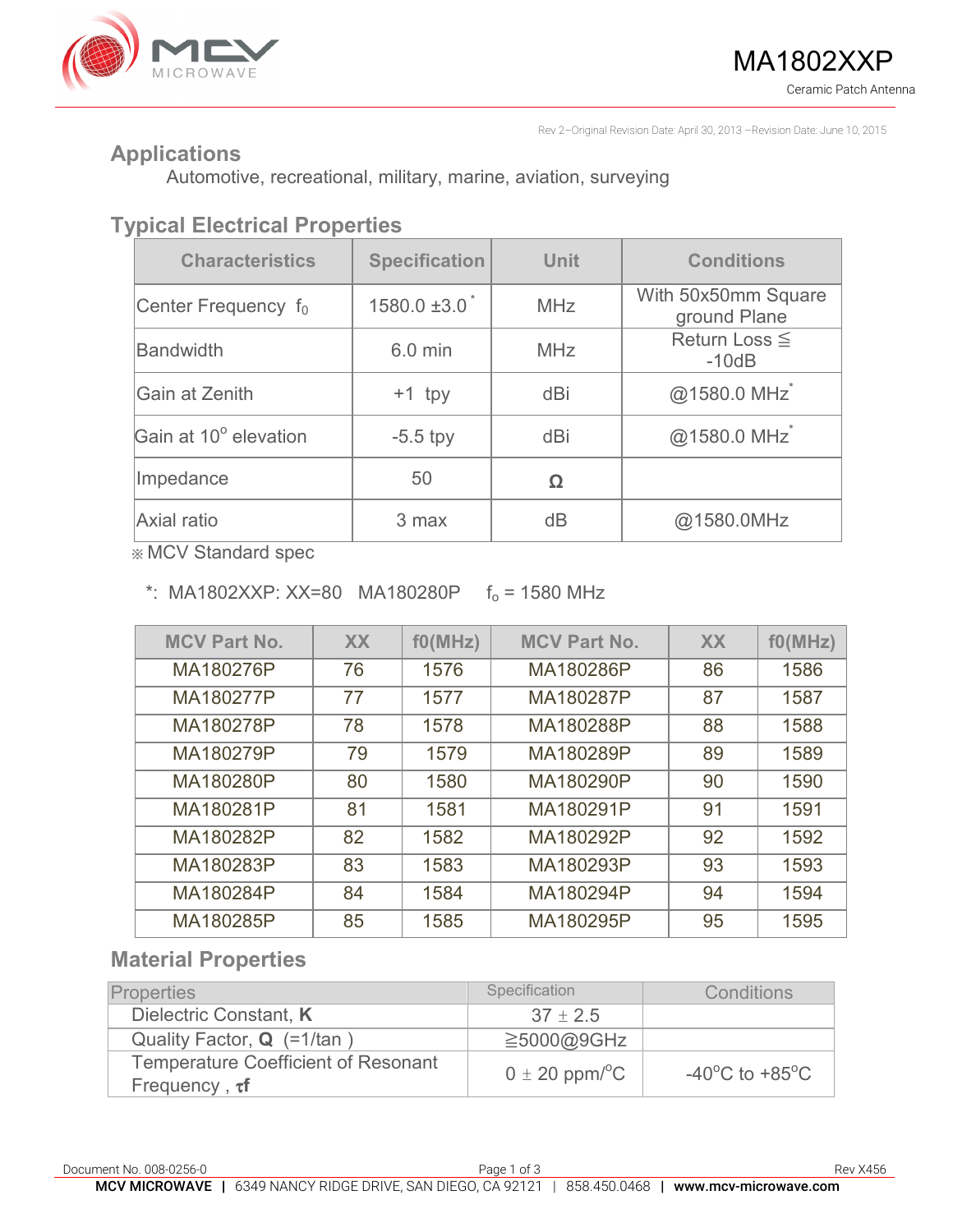# MA1802XXP

Ceramic Patch Antenna

Rev 2–Original Revision Date: April 30, 2013 –Revision Date: June 10, 2015

## Applications

Automotive, recreational, military, marine, aviation, surveying

## Typical Electrical Properties

| Characteristics | Specification | Unit | Conditions |
|---|---|---|---|
| Center Frequency $f_0$ | 1580.0 ±3.0 * | MHz | With 50x50mm Square ground Plane |
| Bandwidth | 6.0 min | MHz | Return Loss ≦ -10dB |
| Gain at Zenith | +1 tpy | dBi | @1580.0 MHz* |
| Gain at $10^o$ elevation | -5.5 tpy | dBi | @1580.0 MHz* |
| Impedance | 50 | Ω | |
| Axial ratio | 3 max | dB | @1580.0MHz |

※ MCV Standard spec

*: MA1802XXP: XX=80 MA180280P $f_o$ = 1580 MHz

| MCV Part No. | XX | f0(MHz) | MCV Part No. | XX | f0(MHz) |
|---|---|---|---|---|---|
| MA180276P | 76 | 1576 | MA180286P | 86 | 1586 |
| MA180277P | 77 | 1577 | MA180287P | 87 | 1587 |
| MA180278P | 78 | 1578 | MA180288P | 88 | 1588 |
| MA180279P | 79 | 1579 | MA180289P | 89 | 1589 |
| MA180280P | 80 | 1580 | MA180290P | 90 | 1590 |
| MA180281P | 81 | 1581 | MA180291P | 91 | 1591 |
| MA180282P | 82 | 1582 | MA180292P | 92 | 1592 |
| MA180283P | 83 | 1583 | MA180293P | 93 | 1593 |
| MA180284P | 84 | 1584 | MA180294P | 94 | 1594 |
| MA180285P | 85 | 1585 | MA180295P | 95 | 1595 |

## Material Properties

| Properties | Specification | Conditions |
|---|---|---|
| Dielectric Constant, **K** | 37 ± 2.5 | |
| Quality Factor, **Q** (=1/tan ) | ≧5000@9GHz | |
| Temperature Coefficient of Resonant Frequency , **τf** | 0 ± 20 ppm/°C | -40°C to +85°C |

Document No. 008-0256-0 | Rev X456

**MCV MICROWAVE** | 6349 NANCY RIDGE DRIVE, SAN DIEGO, CA 92121 | 858.450.0468 | **www.mcv-microwave.com**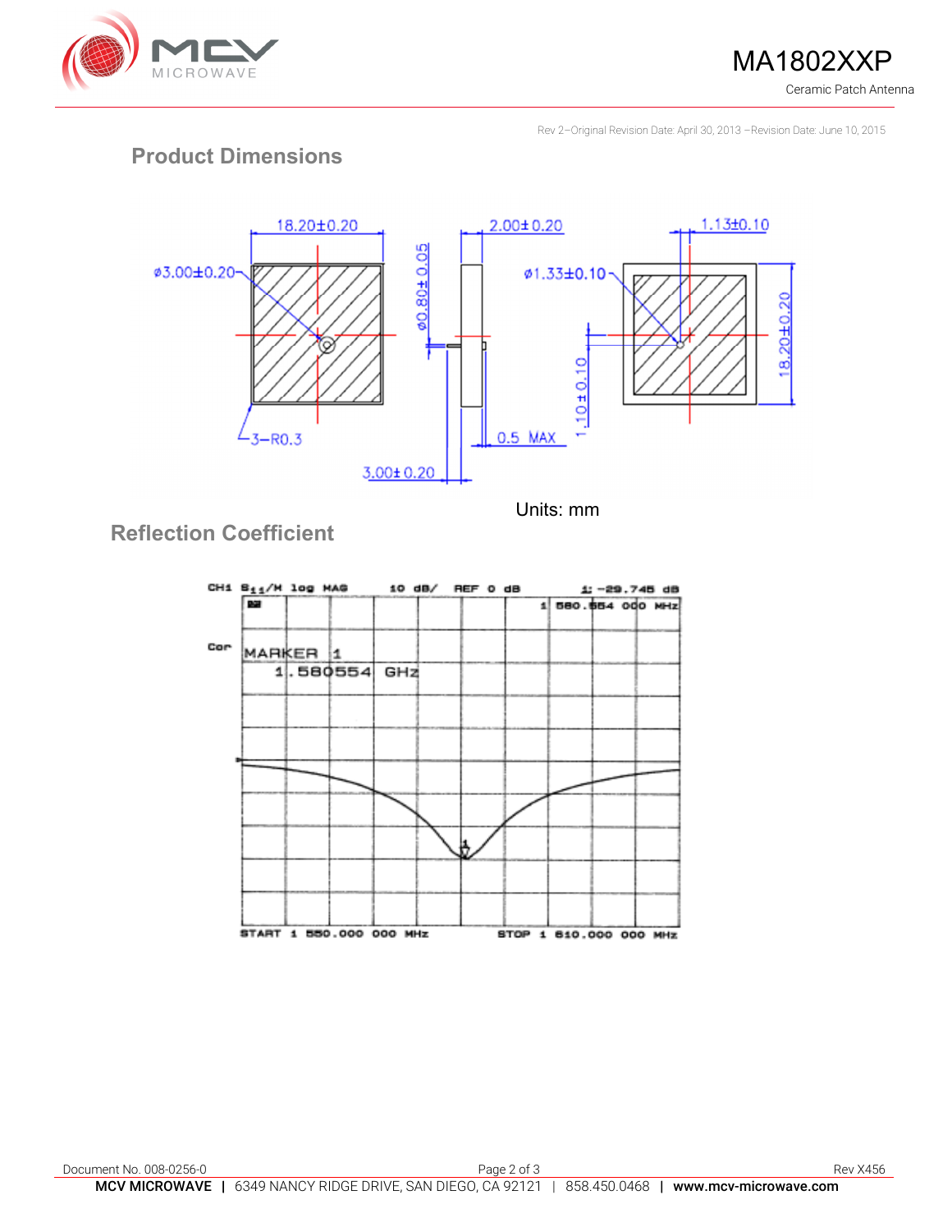## Product Dimensions

18.20±0.20

ø3.00±0.20

3–R0.3

ø0.80±0.05

2.00±0.20

0.5 MAX

3.00±0.20

ø1.33±0.10

1.13±0.10

1.10±0.10

18.20±0.20

Units: mm

## Reflection Coefficient

CH1 $S_{11}$/M log MAG 10 dB/ REF 0 dB 1: -29.748 dB

1 580.554 000 MHz

Cor

MARKER 1

1.580554 GHz

START 1 550.000 000 MHz STOP 1 610.000 000 MHz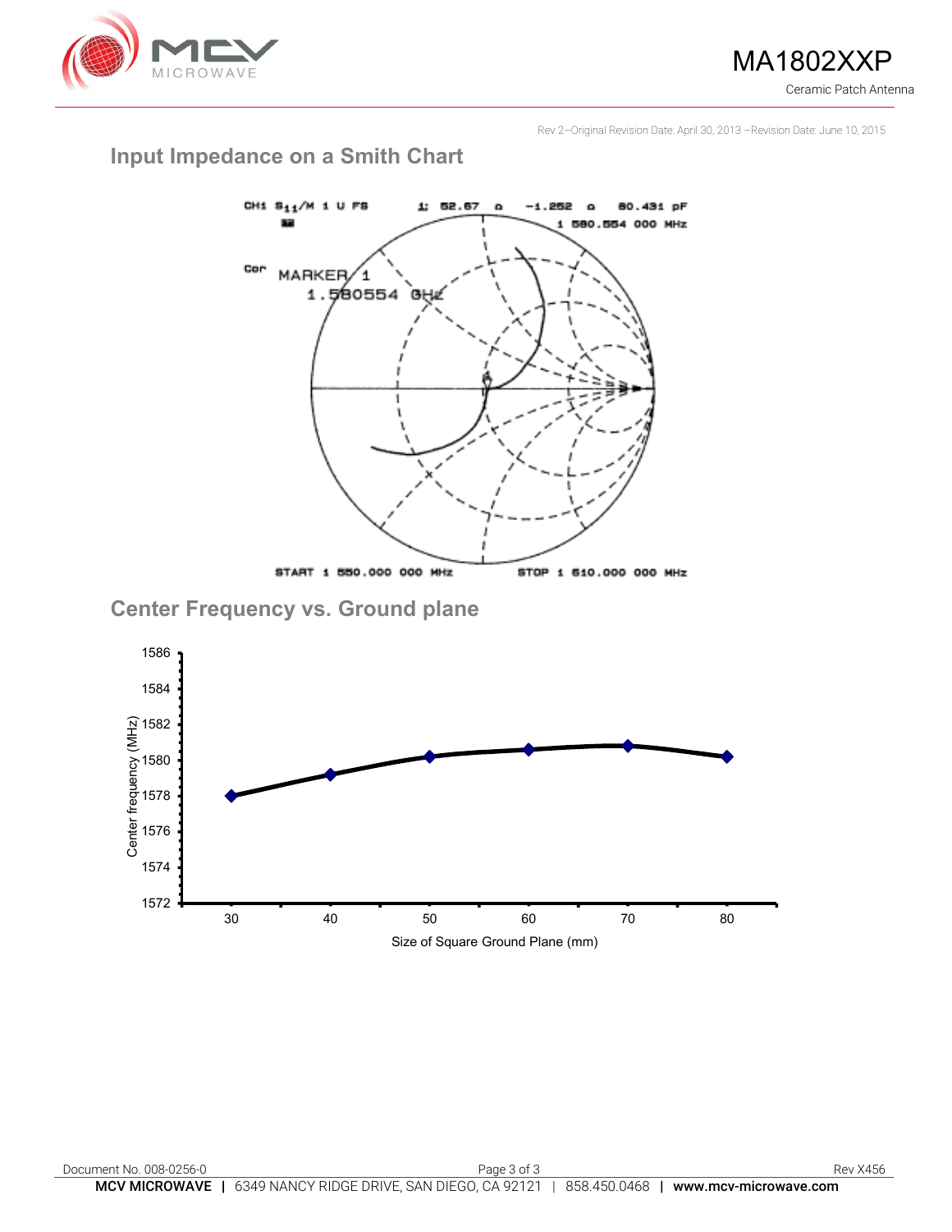Rev 2–Original Revision Date: April 30, 2013 –Revision Date: June 10, 2015

## Input Impedance on a Smith Chart

CH1 $S_{11}$/M 1 U FS    1: 52.67 Ω  −1.252 Ω  80.431 pF
1 580.554 000 MHz

Cor

MARKER 1
1.580554 GHz

START 1 550.000 000 MHz    STOP 1 610.000 000 MHz

## Center Frequency vs. Ground plane

Center frequency (MHz)

1586
1584
1582
1580
1578
1576
1574
1572

30 40 50 60 70 80

Size of Square Ground Plane (mm)